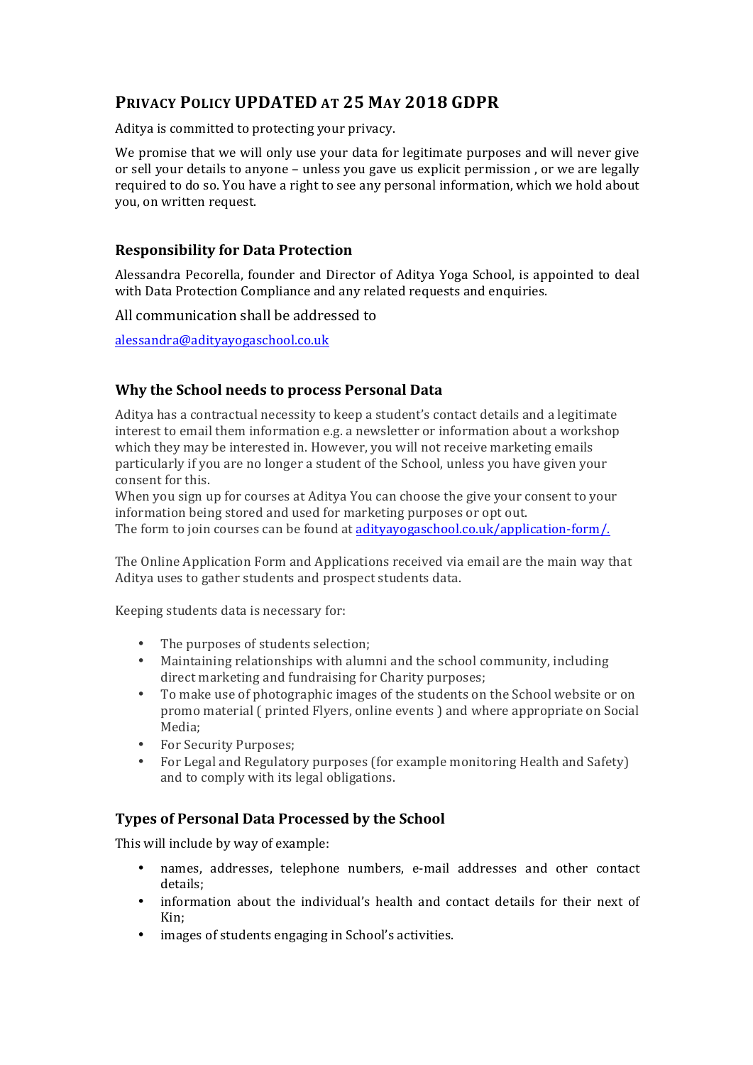# PRIVACY POLICY UPDATED AT 25 MAY 2018 GDPR

Aditya is committed to protecting your privacy.

We promise that we will only use your data for legitimate purposes and will never give or sell your details to anyone – unless you gave us explicit permission , or we are legally required to do so. You have a right to see any personal information, which we hold about you, on written request.

## Responsibility for Data Protection

Alessandra Pecorella, founder and Director of Aditya Yoga School, is appointed to deal with Data Protection Compliance and any related requests and enquiries.

All communication shall be addressed to

alessandra@adityayogaschool.co.uk

## Why the School needs to process Personal Data

Aditya has a contractual necessity to keep a student's contact details and a legitimate interest to email them information e.g. a newsletter or information about a workshop which they may be interested in. However, you will not receive marketing emails particularly if you are no longer a student of the School, unless you have given your consent for this.
When you sign up for courses at Aditya You can choose the give your consent to your information being stored and used for marketing purposes or opt out.
The form to join courses can be found at adityayogaschool.co.uk/application-form/.

The Online Application Form and Applications received via email are the main way that Aditya uses to gather students and prospect students data.

Keeping students data is necessary for:

- The purposes of students selection;
- Maintaining relationships with alumni and the school community, including direct marketing and fundraising for Charity purposes;
- To make use of photographic images of the students on the School website or on promo material ( printed Flyers, online events ) and where appropriate on Social Media;
- For Security Purposes;
- For Legal and Regulatory purposes (for example monitoring Health and Safety) and to comply with its legal obligations.

## Types of Personal Data Processed by the School

This will include by way of example:

- names, addresses, telephone numbers, e-mail addresses and other contact details;
- information about the individual's health and contact details for their next of Kin;
- images of students engaging in School's activities.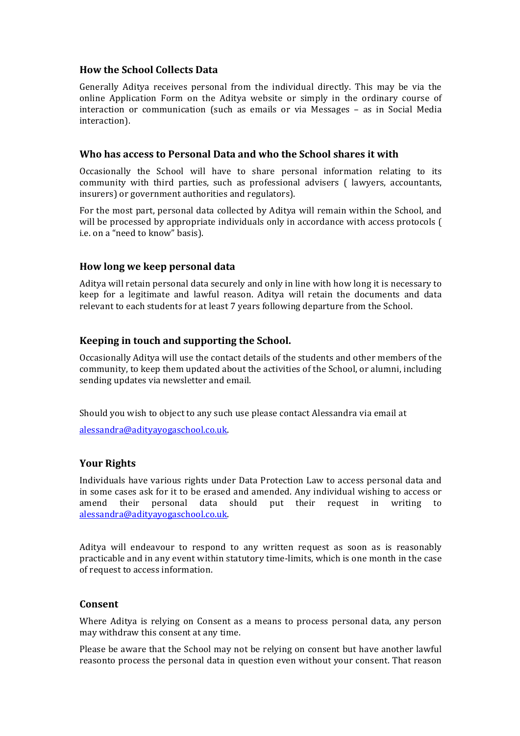## How the School Collects Data

Generally Aditya receives personal from the individual directly. This may be via the online Application Form on the Aditya website or simply in the ordinary course of interaction or communication (such as emails or via Messages – as in Social Media interaction).

## Who has access to Personal Data and who the School shares it with

Occasionally the School will have to share personal information relating to its community with third parties, such as professional advisers ( lawyers, accountants, insurers) or government authorities and regulators).

For the most part, personal data collected by Aditya will remain within the School, and will be processed by appropriate individuals only in accordance with access protocols ( i.e. on a "need to know" basis).

## How long we keep personal data

Aditya will retain personal data securely and only in line with how long it is necessary to keep for a legitimate and lawful reason. Aditya will retain the documents and data relevant to each students for at least 7 years following departure from the School.

## Keeping in touch and supporting the School.

Occasionally Aditya will use the contact details of the students and other members of the community, to keep them updated about the activities of the School, or alumni, including sending updates via newsletter and email.

Should you wish to object to any such use please contact Alessandra via email at

alessandra@adityayogaschool.co.uk.

## Your Rights

Individuals have various rights under Data Protection Law to access personal data and in some cases ask for it to be erased and amended. Any individual wishing to access or amend their personal data should put their request in writing to alessandra@adityayogaschool.co.uk.

Aditya will endeavour to respond to any written request as soon as is reasonably practicable and in any event within statutory time-limits, which is one month in the case of request to access information.

## Consent

Where Aditya is relying on Consent as a means to process personal data, any person may withdraw this consent at any time.

Please be aware that the School may not be relying on consent but have another lawful reasonto process the personal data in question even without your consent. That reason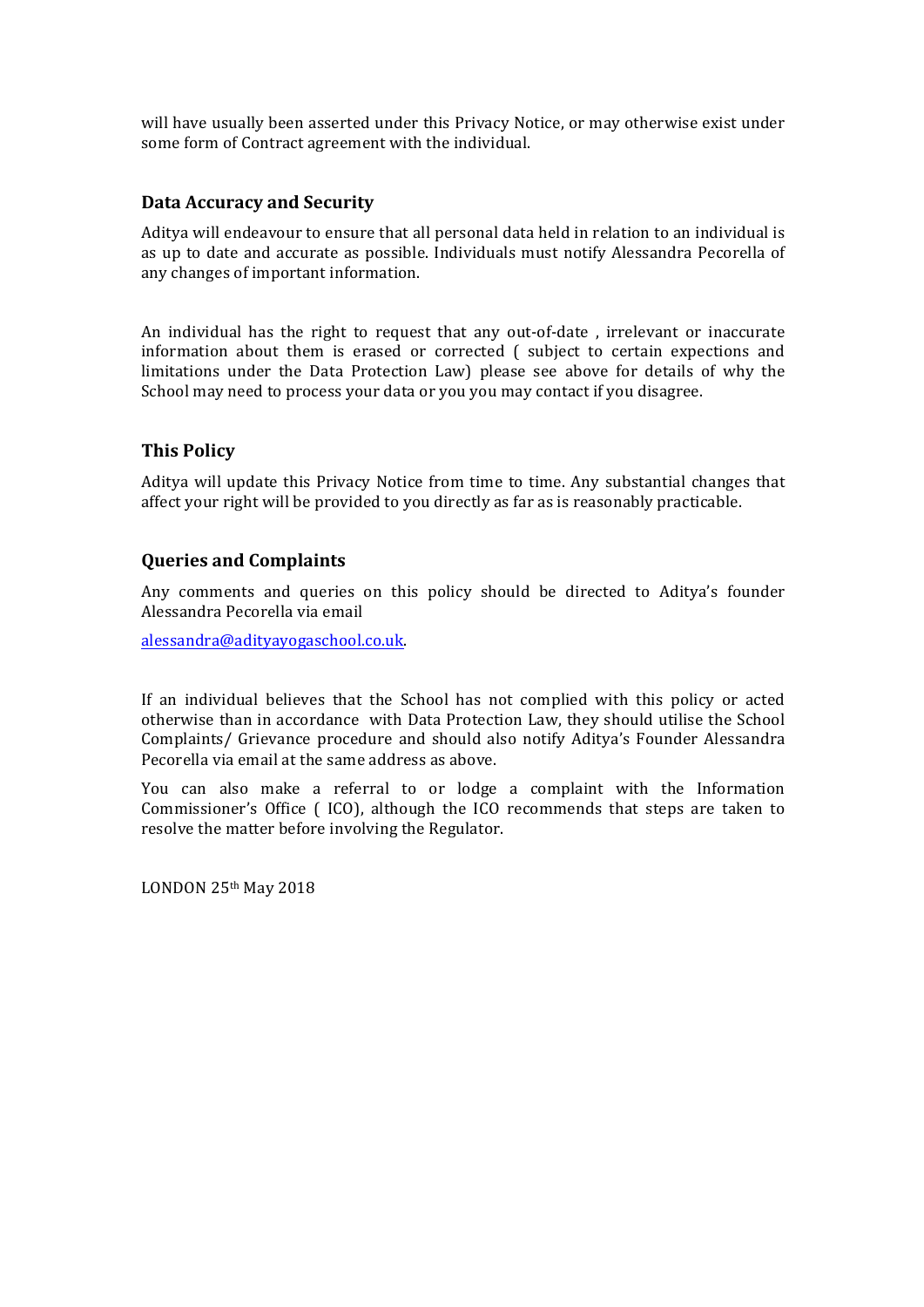will have usually been asserted under this Privacy Notice, or may otherwise exist under some form of Contract agreement with the individual.

## Data Accuracy and Security

Aditya will endeavour to ensure that all personal data held in relation to an individual is as up to date and accurate as possible. Individuals must notify Alessandra Pecorella of any changes of important information.

An individual has the right to request that any out-of-date , irrelevant or inaccurate information about them is erased or corrected ( subject to certain expections and limitations under the Data Protection Law) please see above for details of why the School may need to process your data or you you may contact if you disagree.

## This Policy

Aditya will update this Privacy Notice from time to time. Any substantial changes that affect your right will be provided to you directly as far as is reasonably practicable.

## Queries and Complaints

Any comments and queries on this policy should be directed to Aditya's founder Alessandra Pecorella via email

[alessandra@adityayogaschool.co.uk](mailto:alessandra@adityayogaschool.co.uk).

If an individual believes that the School has not complied with this policy or acted otherwise than in accordance with Data Protection Law, they should utilise the School Complaints/ Grievance procedure and should also notify Aditya's Founder Alessandra Pecorella via email at the same address as above.

You can also make a referral to or lodge a complaint with the Information Commissioner's Office ( ICO), although the ICO recommends that steps are taken to resolve the matter before involving the Regulator.

LONDON 25th May 2018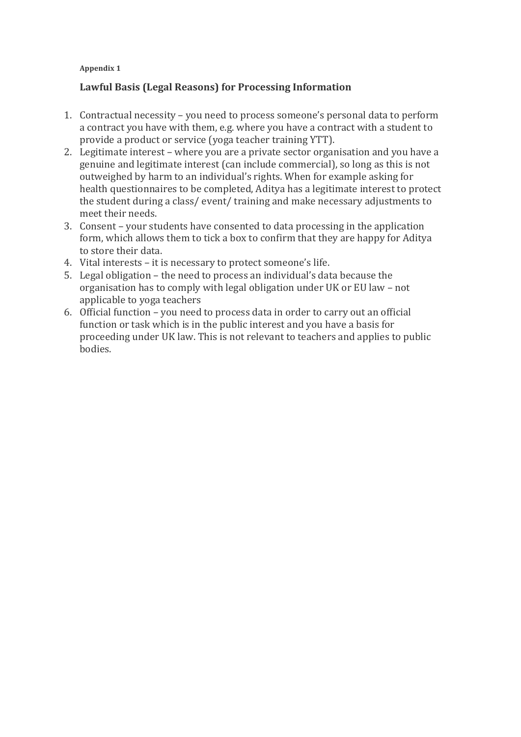**Appendix 1**

## Lawful Basis (Legal Reasons) for Processing Information

1. Contractual necessity – you need to process someone's personal data to perform a contract you have with them, e.g. where you have a contract with a student to provide a product or service (yoga teacher training YTT).
2. Legitimate interest – where you are a private sector organisation and you have a genuine and legitimate interest (can include commercial), so long as this is not outweighed by harm to an individual's rights. When for example asking for health questionnaires to be completed, Aditya has a legitimate interest to protect the student during a class/ event/ training and make necessary adjustments to meet their needs.
3. Consent – your students have consented to data processing in the application form, which allows them to tick a box to confirm that they are happy for Aditya to store their data.
4. Vital interests – it is necessary to protect someone's life.
5. Legal obligation – the need to process an individual's data because the organisation has to comply with legal obligation under UK or EU law – not applicable to yoga teachers
6. Official function – you need to process data in order to carry out an official function or task which is in the public interest and you have a basis for proceeding under UK law. This is not relevant to teachers and applies to public bodies.